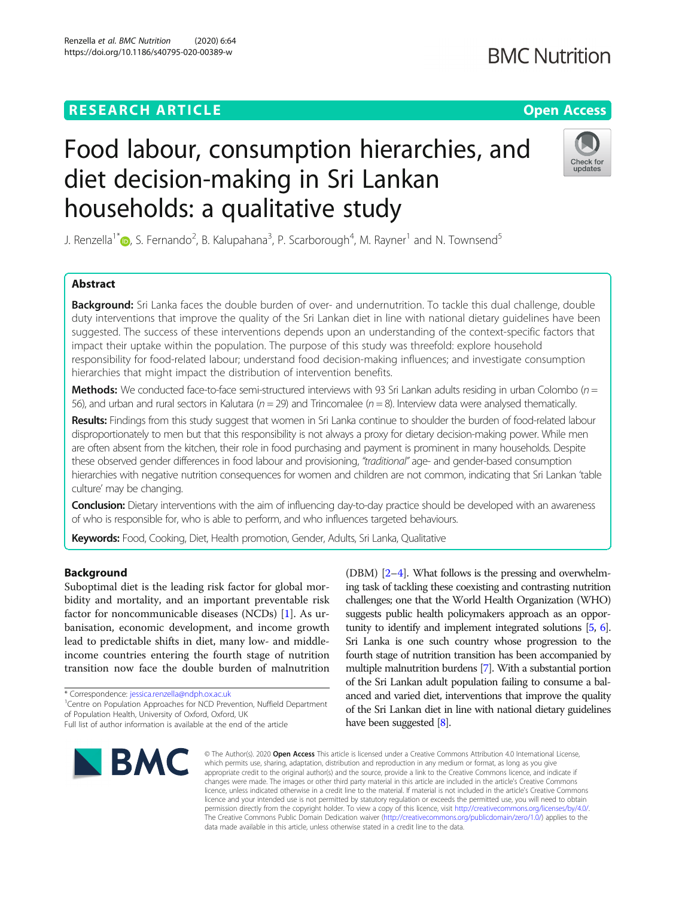RESEARCH ARTICLE

Open Access

# Food labour, consumption hierarchies, and diet decision-making in Sri Lankan households: a qualitative study

J. Renzella[1*], S. Fernando[2], B. Kalupahana[3], P. Scarborough[4], M. Rayner[1] and N. Townsend[5]

## Abstract

**Background:** Sri Lanka faces the double burden of over- and undernutrition. To tackle this dual challenge, double duty interventions that improve the quality of the Sri Lankan diet in line with national dietary guidelines have been suggested. The success of these interventions depends upon an understanding of the context-specific factors that impact their uptake within the population. The purpose of this study was threefold: explore household responsibility for food-related labour; understand food decision-making influences; and investigate consumption hierarchies that might impact the distribution of intervention benefits.

**Methods:** We conducted face-to-face semi-structured interviews with 93 Sri Lankan adults residing in urban Colombo ($n$ = 56), and urban and rural sectors in Kalutara ($n$ = 29) and Trincomalee ($n$ = 8). Interview data were analysed thematically.

**Results:** Findings from this study suggest that women in Sri Lanka continue to shoulder the burden of food-related labour disproportionately to men but that this responsibility is not always a proxy for dietary decision-making power. While men are often absent from the kitchen, their role in food purchasing and payment is prominent in many households. Despite these observed gender differences in food labour and provisioning, *"traditional"* age- and gender-based consumption hierarchies with negative nutrition consequences for women and children are not common, indicating that Sri Lankan 'table culture' may be changing.

**Conclusion:** Dietary interventions with the aim of influencing day-to-day practice should be developed with an awareness of who is responsible for, who is able to perform, and who influences targeted behaviours.

**Keywords:** Food, Cooking, Diet, Health promotion, Gender, Adults, Sri Lanka, Qualitative

## Background

Suboptimal diet is the leading risk factor for global morbidity and mortality, and an important preventable risk factor for noncommunicable diseases (NCDs) [1]. As urbanisation, economic development, and income growth lead to predictable shifts in diet, many low- and middle-income countries entering the fourth stage of nutrition transition now face the double burden of malnutrition (DBM) [2–4]. What follows is the pressing and overwhelming task of tackling these coexisting and contrasting nutrition challenges; one that the World Health Organization (WHO) suggests public health policymakers approach as an opportunity to identify and implement integrated solutions [5, 6]. Sri Lanka is one such country whose progression to the fourth stage of nutrition transition has been accompanied by multiple malnutrition burdens [7]. With a substantial portion of the Sri Lankan adult population failing to consume a balanced and varied diet, interventions that improve the quality of the Sri Lankan diet in line with national dietary guidelines have been suggested [8].

* Correspondence: jessica.renzella@ndph.ox.ac.uk
[1]Centre on Population Approaches for NCD Prevention, Nuffield Department of Population Health, University of Oxford, Oxford, UK
Full list of author information is available at the end of the article

© The Author(s). 2020 **Open Access** This article is licensed under a Creative Commons Attribution 4.0 International License, which permits use, sharing, adaptation, distribution and reproduction in any medium or format, as long as you give appropriate credit to the original author(s) and the source, provide a link to the Creative Commons licence, and indicate if changes were made. The images or other third party material in this article are included in the article's Creative Commons licence, unless indicated otherwise in a credit line to the material. If material is not included in the article's Creative Commons licence and your intended use is not permitted by statutory regulation or exceeds the permitted use, you will need to obtain permission directly from the copyright holder. To view a copy of this licence, visit http://creativecommons.org/licenses/by/4.0/. The Creative Commons Public Domain Dedication waiver (http://creativecommons.org/publicdomain/zero/1.0/) applies to the data made available in this article, unless otherwise stated in a credit line to the data.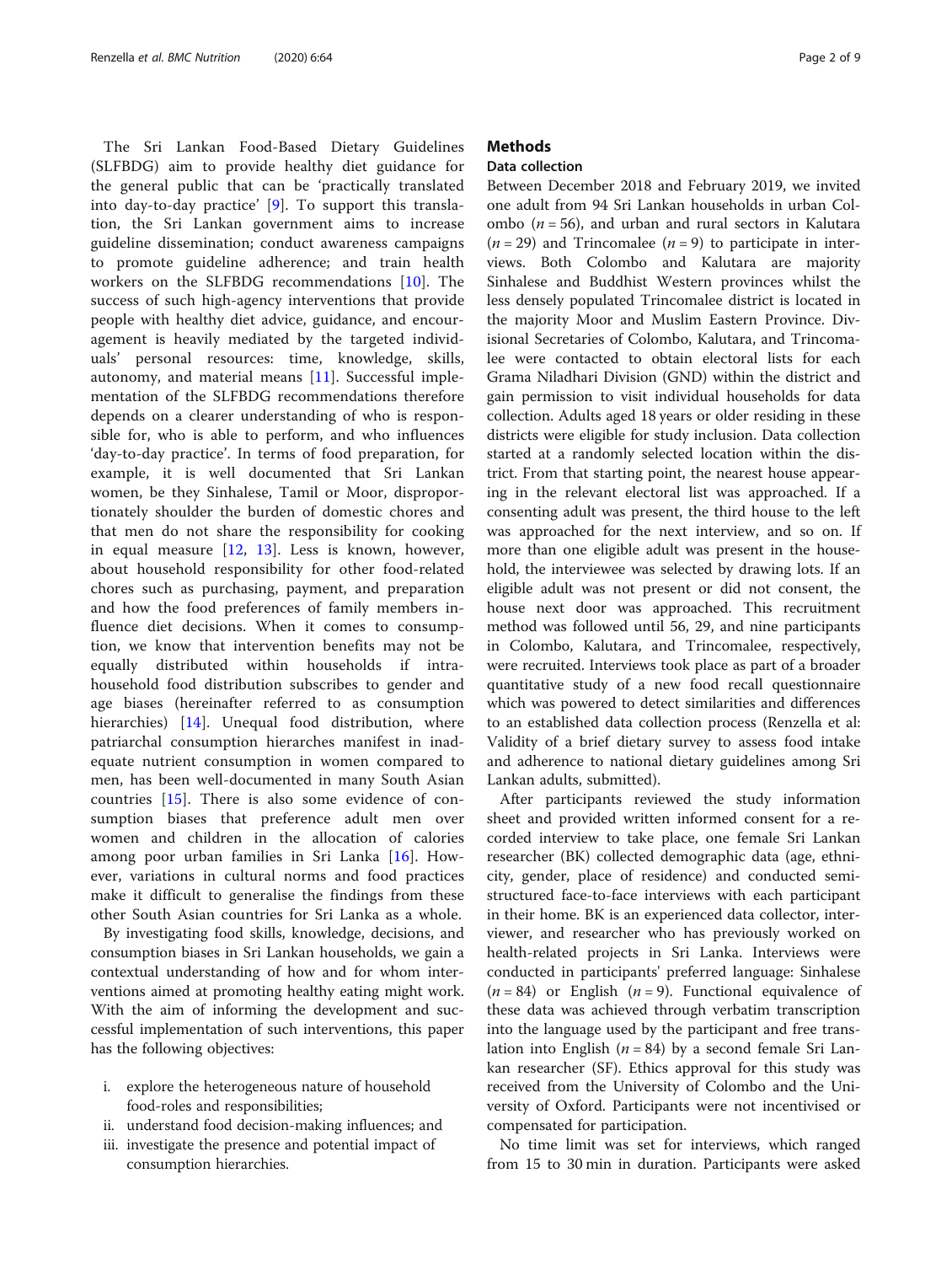The Sri Lankan Food-Based Dietary Guidelines (SLFBDG) aim to provide healthy diet guidance for the general public that can be 'practically translated into day-to-day practice' [9]. To support this translation, the Sri Lankan government aims to increase guideline dissemination; conduct awareness campaigns to promote guideline adherence; and train health workers on the SLFBDG recommendations [10]. The success of such high-agency interventions that provide people with healthy diet advice, guidance, and encouragement is heavily mediated by the targeted individuals' personal resources: time, knowledge, skills, autonomy, and material means [11]. Successful implementation of the SLFBDG recommendations therefore depends on a clearer understanding of who is responsible for, who is able to perform, and who influences 'day-to-day practice'. In terms of food preparation, for example, it is well documented that Sri Lankan women, be they Sinhalese, Tamil or Moor, disproportionately shoulder the burden of domestic chores and that men do not share the responsibility for cooking in equal measure [12, 13]. Less is known, however, about household responsibility for other food-related chores such as purchasing, payment, and preparation and how the food preferences of family members influence diet decisions. When it comes to consumption, we know that intervention benefits may not be equally distributed within households if intra-household food distribution subscribes to gender and age biases (hereinafter referred to as consumption hierarchies) [14]. Unequal food distribution, where patriarchal consumption hierarches manifest in inadequate nutrient consumption in women compared to men, has been well-documented in many South Asian countries [15]. There is also some evidence of consumption biases that preference adult men over women and children in the allocation of calories among poor urban families in Sri Lanka [16]. However, variations in cultural norms and food practices make it difficult to generalise the findings from these other South Asian countries for Sri Lanka as a whole.

By investigating food skills, knowledge, decisions, and consumption biases in Sri Lankan households, we gain a contextual understanding of how and for whom interventions aimed at promoting healthy eating might work. With the aim of informing the development and successful implementation of such interventions, this paper has the following objectives:

i. explore the heterogeneous nature of household food-roles and responsibilities;
ii. understand food decision-making influences; and
iii. investigate the presence and potential impact of consumption hierarchies.

## Methods

### Data collection

Between December 2018 and February 2019, we invited one adult from 94 Sri Lankan households in urban Colombo ($n = 56$), and urban and rural sectors in Kalutara ($n = 29$) and Trincomalee ($n = 9$) to participate in interviews. Both Colombo and Kalutara are majority Sinhalese and Buddhist Western provinces whilst the less densely populated Trincomalee district is located in the majority Moor and Muslim Eastern Province. Divisional Secretaries of Colombo, Kalutara, and Trincomalee were contacted to obtain electoral lists for each Grama Niladhari Division (GND) within the district and gain permission to visit individual households for data collection. Adults aged 18 years or older residing in these districts were eligible for study inclusion. Data collection started at a randomly selected location within the district. From that starting point, the nearest house appearing in the relevant electoral list was approached. If a consenting adult was present, the third house to the left was approached for the next interview, and so on. If more than one eligible adult was present in the household, the interviewee was selected by drawing lots. If an eligible adult was not present or did not consent, the house next door was approached. This recruitment method was followed until 56, 29, and nine participants in Colombo, Kalutara, and Trincomalee, respectively, were recruited. Interviews took place as part of a broader quantitative study of a new food recall questionnaire which was powered to detect similarities and differences to an established data collection process (Renzella et al: Validity of a brief dietary survey to assess food intake and adherence to national dietary guidelines among Sri Lankan adults, submitted).

After participants reviewed the study information sheet and provided written informed consent for a recorded interview to take place, one female Sri Lankan researcher (BK) collected demographic data (age, ethnicity, gender, place of residence) and conducted semi-structured face-to-face interviews with each participant in their home. BK is an experienced data collector, interviewer, and researcher who has previously worked on health-related projects in Sri Lanka. Interviews were conducted in participants' preferred language: Sinhalese ($n = 84$) or English ($n = 9$). Functional equivalence of these data was achieved through verbatim transcription into the language used by the participant and free translation into English ($n = 84$) by a second female Sri Lankan researcher (SF). Ethics approval for this study was received from the University of Colombo and the University of Oxford. Participants were not incentivised or compensated for participation.

No time limit was set for interviews, which ranged from 15 to 30 min in duration. Participants were asked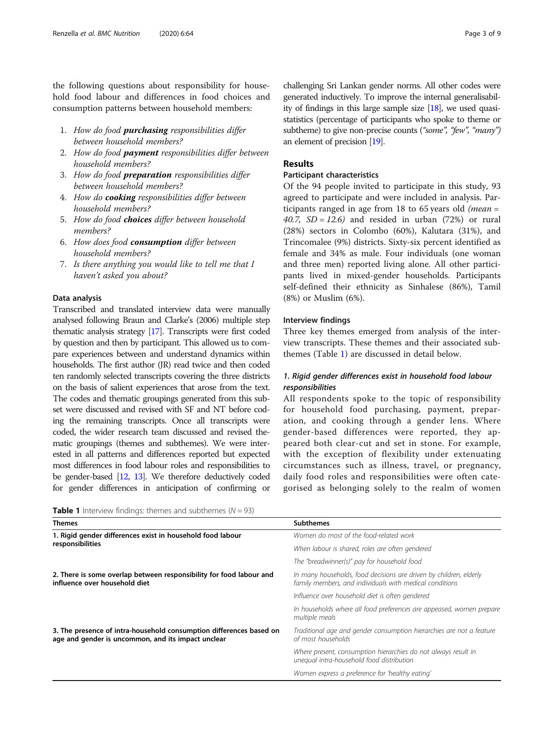the following questions about responsibility for household food labour and differences in food choices and consumption patterns between household members:

1. *How do food **purchasing** responsibilities differ between household members?*
2. *How do food **payment** responsibilities differ between household members?*
3. *How do food **preparation** responsibilities differ between household members?*
4. *How do **cooking** responsibilities differ between household members?*
5. *How do food **choices** differ between household members?*
6. *How does food **consumption** differ between household members?*
7. *Is there anything you would like to tell me that I haven't asked you about?*

### Data analysis

Transcribed and translated interview data were manually analysed following Braun and Clarke's (2006) multiple step thematic analysis strategy [17]. Transcripts were first coded by question and then by participant. This allowed us to compare experiences between and understand dynamics within households. The first author (JR) read twice and then coded ten randomly selected transcripts covering the three districts on the basis of salient experiences that arose from the text. The codes and thematic groupings generated from this subset were discussed and revised with SF and NT before coding the remaining transcripts. Once all transcripts were coded, the wider research team discussed and revised thematic groupings (themes and subthemes). We were interested in all patterns and differences reported but expected most differences in food labour roles and responsibilities to be gender-based [12, 13]. We therefore deductively coded for gender differences in anticipation of confirming or challenging Sri Lankan gender norms. All other codes were generated inductively. To improve the internal generalisability of findings in this large sample size [18], we used quasi-statistics (percentage of participants who spoke to theme or subtheme) to give non-precise counts (*"some", "few", "many"*) an element of precision [19].

## Results

### Participant characteristics

Of the 94 people invited to participate in this study, 93 agreed to participate and were included in analysis. Participants ranged in age from 18 to 65 years old *(mean = 40.7, SD = 12.6)* and resided in urban (72%) or rural (28%) sectors in Colombo (60%), Kalutara (31%), and Trincomalee (9%) districts. Sixty-six percent identified as female and 34% as male. Four individuals (one woman and three men) reported living alone. All other participants lived in mixed-gender households. Participants self-defined their ethnicity as Sinhalese (86%), Tamil (8%) or Muslim (6%).

### Interview findings

Three key themes emerged from analysis of the interview transcripts. These themes and their associated subthemes (Table 1) are discussed in detail below.

#### *1. Rigid gender differences exist in household food labour responsibilities*

All respondents spoke to the topic of responsibility for household food purchasing, payment, preparation, and cooking through a gender lens. Where gender-based differences were reported, they appeared both clear-cut and set in stone. For example, with the exception of flexibility under extenuating circumstances such as illness, travel, or pregnancy, daily food roles and responsibilities were often categorised as belonging solely to the realm of women

**Table 1** Interview findings: themes and subthemes (*N* = 93)

| Themes | Subthemes |
|---|---|
| **1. Rigid gender differences exist in household food labour responsibilities** | *Women do most of the food-related work* |
| | *When labour is shared, roles are often gendered* |
| | *The "breadwinner(s)" pay for household food* |
| **2. There is some overlap between responsibility for food labour and influence over household diet** | *In many households, food decisions are driven by children, elderly family members, and individuals with medical conditions* |
| | *Influence over household diet is often gendered* |
| | *In households where all food preferences are appeased, women prepare multiple meals* |
| **3. The presence of intra-household consumption differences based on age and gender is uncommon, and its impact unclear** | *Traditional age and gender consumption hierarchies are not a feature of most households* |
| | *Where present, consumption hierarchies do not always result in unequal intra-household food distribution* |
| | *Women express a preference for 'healthy eating'* |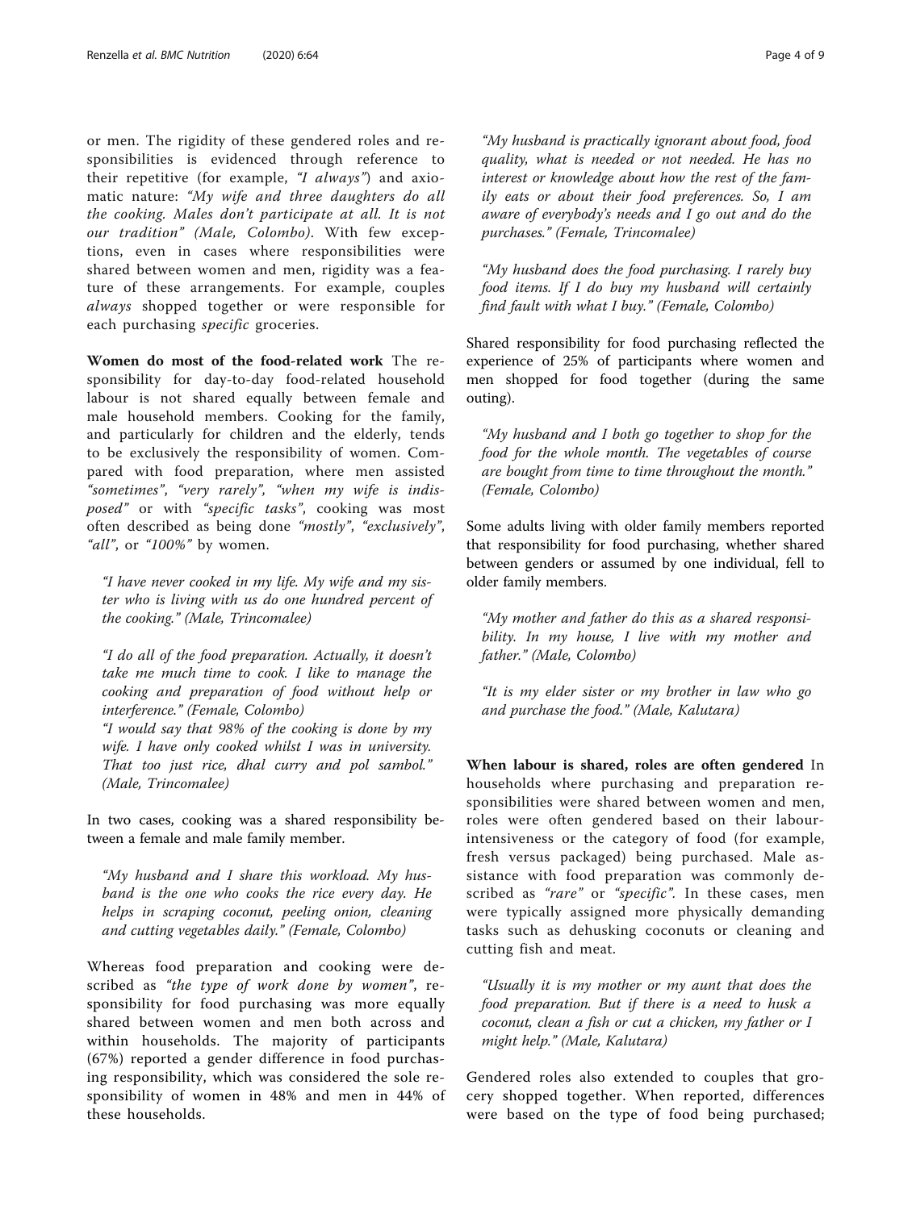or men. The rigidity of these gendered roles and responsibilities is evidenced through reference to their repetitive (for example, *"I always"*) and axiomatic nature: *"My wife and three daughters do all the cooking. Males don't participate at all. It is not our tradition" (Male, Colombo)*. With few exceptions, even in cases where responsibilities were shared between women and men, rigidity was a feature of these arrangements. For example, couples *always* shopped together or were responsible for each purchasing *specific* groceries.

**Women do most of the food-related work** The responsibility for day-to-day food-related household labour is not shared equally between female and male household members. Cooking for the family, and particularly for children and the elderly, tends to be exclusively the responsibility of women. Compared with food preparation, where men assisted *"sometimes"*, *"very rarely"*, *"when my wife is indisposed"* or with *"specific tasks"*, cooking was most often described as being done *"mostly"*, *"exclusively"*, *"all"*, or *"100%"* by women.

> *"I have never cooked in my life. My wife and my sister who is living with us do one hundred percent of the cooking." (Male, Trincomalee)*

> *"I do all of the food preparation. Actually, it doesn't take me much time to cook. I like to manage the cooking and preparation of food without help or interference." (Female, Colombo)*
> *"I would say that 98% of the cooking is done by my wife. I have only cooked whilst I was in university. That too just rice, dhal curry and pol sambol." (Male, Trincomalee)*

In two cases, cooking was a shared responsibility between a female and male family member.

> *"My husband and I share this workload. My husband is the one who cooks the rice every day. He helps in scraping coconut, peeling onion, cleaning and cutting vegetables daily." (Female, Colombo)*

Whereas food preparation and cooking were described as *"the type of work done by women"*, responsibility for food purchasing was more equally shared between women and men both across and within households. The majority of participants (67%) reported a gender difference in food purchasing responsibility, which was considered the sole responsibility of women in 48% and men in 44% of these households.

> *"My husband is practically ignorant about food, food quality, what is needed or not needed. He has no interest or knowledge about how the rest of the family eats or about their food preferences. So, I am aware of everybody's needs and I go out and do the purchases." (Female, Trincomalee)*

> *"My husband does the food purchasing. I rarely buy food items. If I do buy my husband will certainly find fault with what I buy." (Female, Colombo)*

Shared responsibility for food purchasing reflected the experience of 25% of participants where women and men shopped for food together (during the same outing).

> *"My husband and I both go together to shop for the food for the whole month. The vegetables of course are bought from time to time throughout the month." (Female, Colombo)*

Some adults living with older family members reported that responsibility for food purchasing, whether shared between genders or assumed by one individual, fell to older family members.

> *"My mother and father do this as a shared responsibility. In my house, I live with my mother and father." (Male, Colombo)*

> *"It is my elder sister or my brother in law who go and purchase the food." (Male, Kalutara)*

**When labour is shared, roles are often gendered** In households where purchasing and preparation responsibilities were shared between women and men, roles were often gendered based on their labour-intensiveness or the category of food (for example, fresh versus packaged) being purchased. Male assistance with food preparation was commonly described as *"rare"* or *"specific"*. In these cases, men were typically assigned more physically demanding tasks such as dehusking coconuts or cleaning and cutting fish and meat.

> *"Usually it is my mother or my aunt that does the food preparation. But if there is a need to husk a coconut, clean a fish or cut a chicken, my father or I might help." (Male, Kalutara)*

Gendered roles also extended to couples that grocery shopped together. When reported, differences were based on the type of food being purchased;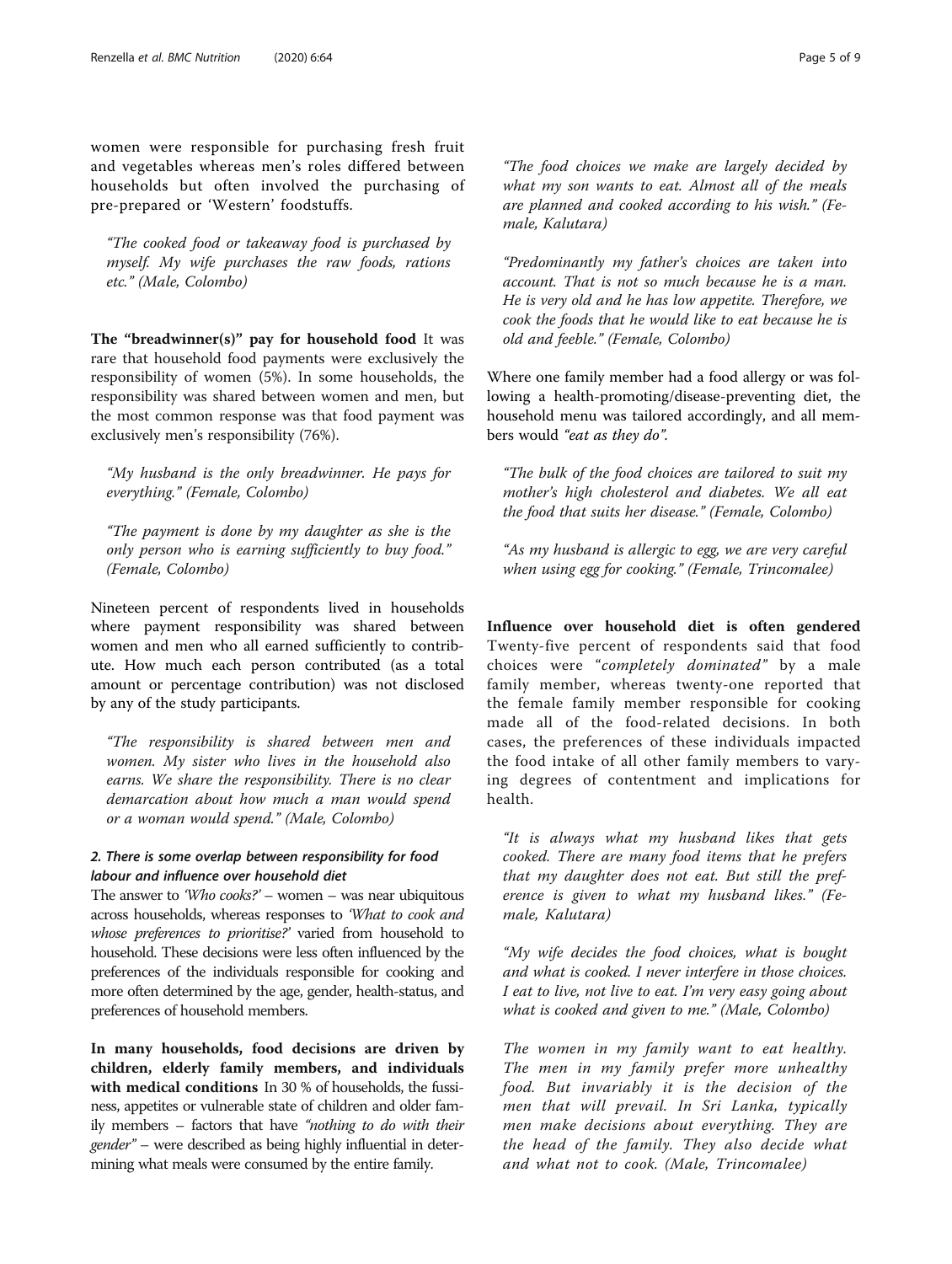women were responsible for purchasing fresh fruit and vegetables whereas men's roles differed between households but often involved the purchasing of pre-prepared or 'Western' foodstuffs.

> "The cooked food or takeaway food is purchased by myself. My wife purchases the raw foods, rations etc." (Male, Colombo)

**The "breadwinner(s)" pay for household food** It was rare that household food payments were exclusively the responsibility of women (5%). In some households, the responsibility was shared between women and men, but the most common response was that food payment was exclusively men's responsibility (76%).

> "My husband is the only breadwinner. He pays for everything." (Female, Colombo)

> "The payment is done by my daughter as she is the only person who is earning sufficiently to buy food." (Female, Colombo)

Nineteen percent of respondents lived in households where payment responsibility was shared between women and men who all earned sufficiently to contribute. How much each person contributed (as a total amount or percentage contribution) was not disclosed by any of the study participants.

> "The responsibility is shared between men and women. My sister who lives in the household also earns. We share the responsibility. There is no clear demarcation about how much a man would spend or a woman would spend." (Male, Colombo)

### 2. There is some overlap between responsibility for food labour and influence over household diet

The answer to *'Who cooks?'* – women – was near ubiquitous across households, whereas responses to *'What to cook and whose preferences to prioritise?'* varied from household to household. These decisions were less often influenced by the preferences of the individuals responsible for cooking and more often determined by the age, gender, health-status, and preferences of household members.

**In many households, food decisions are driven by children, elderly family members, and individuals with medical conditions** In 30 % of households, the fussiness, appetites or vulnerable state of children and older family members – factors that have *"nothing to do with their gender"* – were described as being highly influential in determining what meals were consumed by the entire family.

> "The food choices we make are largely decided by what my son wants to eat. Almost all of the meals are planned and cooked according to his wish." (Female, Kalutara)

> "Predominantly my father's choices are taken into account. That is not so much because he is a man. He is very old and he has low appetite. Therefore, we cook the foods that he would like to eat because he is old and feeble." (Female, Colombo)

Where one family member had a food allergy or was following a health-promoting/disease-preventing diet, the household menu was tailored accordingly, and all members would *"eat as they do"*.

> "The bulk of the food choices are tailored to suit my mother's high cholesterol and diabetes. We all eat the food that suits her disease." (Female, Colombo)

> "As my husband is allergic to egg, we are very careful when using egg for cooking." (Female, Trincomalee)

**Influence over household diet is often gendered** Twenty-five percent of respondents said that food choices were "*completely dominated*" by a male family member, whereas twenty-one reported that the female family member responsible for cooking made all of the food-related decisions. In both cases, the preferences of these individuals impacted the food intake of all other family members to varying degrees of contentment and implications for health.

> "It is always what my husband likes that gets cooked. There are many food items that he prefers that my daughter does not eat. But still the preference is given to what my husband likes." (Female, Kalutara)

> "My wife decides the food choices, what is bought and what is cooked. I never interfere in those choices. I eat to live, not live to eat. I'm very easy going about what is cooked and given to me." (Male, Colombo)

> *The women in my family want to eat healthy. The men in my family prefer more unhealthy food. But invariably it is the decision of the men that will prevail. In Sri Lanka, typically men make decisions about everything. They are the head of the family. They also decide what and what not to cook. (Male, Trincomalee)*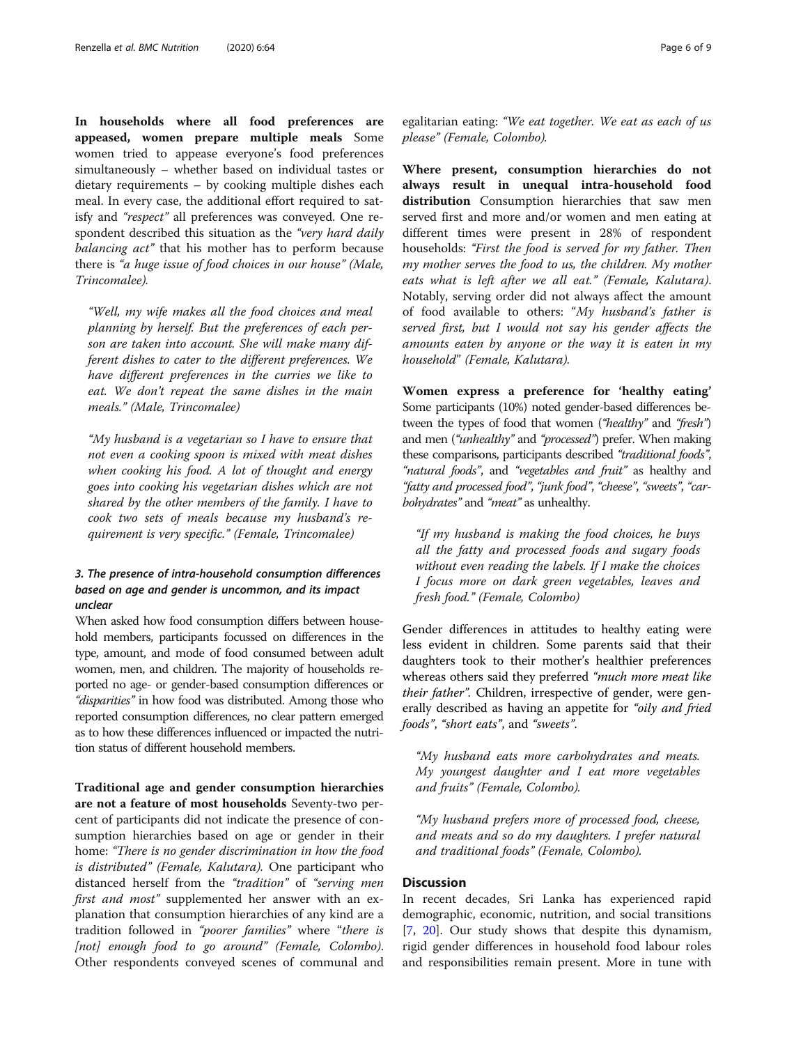**In households where all food preferences are appeased, women prepare multiple meals** Some women tried to appease everyone's food preferences simultaneously – whether based on individual tastes or dietary requirements – by cooking multiple dishes each meal. In every case, the additional effort required to satisfy and *"respect"* all preferences was conveyed. One respondent described this situation as the *"very hard daily balancing act"* that his mother has to perform because there is *"a huge issue of food choices in our house" (Male, Trincomalee).*

> *"Well, my wife makes all the food choices and meal planning by herself. But the preferences of each person are taken into account. She will make many different dishes to cater to the different preferences. We have different preferences in the curries we like to eat. We don't repeat the same dishes in the main meals." (Male, Trincomalee)*

> *"My husband is a vegetarian so I have to ensure that not even a cooking spoon is mixed with meat dishes when cooking his food. A lot of thought and energy goes into cooking his vegetarian dishes which are not shared by the other members of the family. I have to cook two sets of meals because my husband's requirement is very specific." (Female, Trincomalee)*

### 3. The presence of intra-household consumption differences based on age and gender is uncommon, and its impact unclear

When asked how food consumption differs between household members, participants focussed on differences in the type, amount, and mode of food consumed between adult women, men, and children. The majority of households reported no age- or gender-based consumption differences or *"disparities"* in how food was distributed. Among those who reported consumption differences, no clear pattern emerged as to how these differences influenced or impacted the nutrition status of different household members.

**Traditional age and gender consumption hierarchies are not a feature of most households** Seventy-two percent of participants did not indicate the presence of consumption hierarchies based on age or gender in their home: *"There is no gender discrimination in how the food is distributed" (Female, Kalutara).* One participant who distanced herself from the *"tradition"* of *"serving men first and most"* supplemented her answer with an explanation that consumption hierarchies of any kind are a tradition followed in *"poorer families"* where *"there is [not] enough food to go around" (Female, Colombo).* Other respondents conveyed scenes of communal and egalitarian eating: *"We eat together. We eat as each of us please" (Female, Colombo).*

**Where present, consumption hierarchies do not always result in unequal intra-household food distribution** Consumption hierarchies that saw men served first and more and/or women and men eating at different times were present in 28% of respondent households: *"First the food is served for my father. Then my mother serves the food to us, the children. My mother eats what is left after we all eat." (Female, Kalutara).* Notably, serving order did not always affect the amount of food available to others: *"My husband's father is served first, but I would not say his gender affects the amounts eaten by anyone or the way it is eaten in my household" (Female, Kalutara).*

**Women express a preference for 'healthy eating'** Some participants (10%) noted gender-based differences between the types of food that women (*"healthy"* and *"fresh"*) and men (*"unhealthy"* and *"processed"*) prefer. When making these comparisons, participants described *"traditional foods"*, *"natural foods"*, and *"vegetables and fruit"* as healthy and *"fatty and processed food"*, *"junk food"*, *"cheese"*, *"sweets"*, *"carbohydrates"* and *"meat"* as unhealthy.

> *"If my husband is making the food choices, he buys all the fatty and processed foods and sugary foods without even reading the labels. If I make the choices I focus more on dark green vegetables, leaves and fresh food." (Female, Colombo)*

Gender differences in attitudes to healthy eating were less evident in children. Some parents said that their daughters took to their mother's healthier preferences whereas others said they preferred *"much more meat like their father"*. Children, irrespective of gender, were generally described as having an appetite for *"oily and fried foods"*, *"short eats"*, and *"sweets"*.

> *"My husband eats more carbohydrates and meats. My youngest daughter and I eat more vegetables and fruits" (Female, Colombo).*

> *"My husband prefers more of processed food, cheese, and meats and so do my daughters. I prefer natural and traditional foods" (Female, Colombo).*

## Discussion

In recent decades, Sri Lanka has experienced rapid demographic, economic, nutrition, and social transitions [7, 20]. Our study shows that despite this dynamism, rigid gender differences in household food labour roles and responsibilities remain present. More in tune with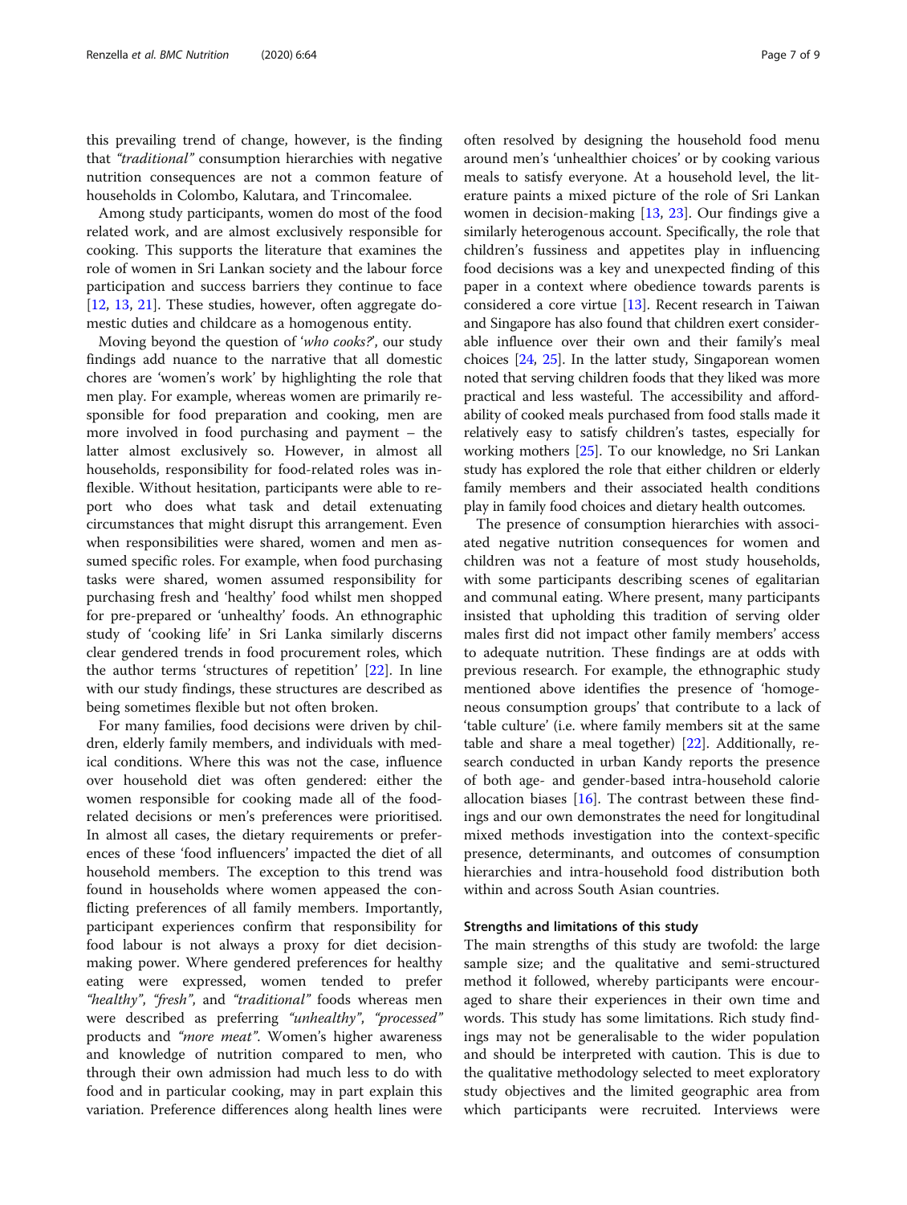this prevailing trend of change, however, is the finding that *"traditional"* consumption hierarchies with negative nutrition consequences are not a common feature of households in Colombo, Kalutara, and Trincomalee.

Among study participants, women do most of the food related work, and are almost exclusively responsible for cooking. This supports the literature that examines the role of women in Sri Lankan society and the labour force participation and success barriers they continue to face [12, 13, 21]. These studies, however, often aggregate domestic duties and childcare as a homogenous entity.

Moving beyond the question of '*who cooks?*', our study findings add nuance to the narrative that all domestic chores are 'women's work' by highlighting the role that men play. For example, whereas women are primarily responsible for food preparation and cooking, men are more involved in food purchasing and payment – the latter almost exclusively so. However, in almost all households, responsibility for food-related roles was inflexible. Without hesitation, participants were able to report who does what task and detail extenuating circumstances that might disrupt this arrangement. Even when responsibilities were shared, women and men assumed specific roles. For example, when food purchasing tasks were shared, women assumed responsibility for purchasing fresh and 'healthy' food whilst men shopped for pre-prepared or 'unhealthy' foods. An ethnographic study of 'cooking life' in Sri Lanka similarly discerns clear gendered trends in food procurement roles, which the author terms 'structures of repetition' [22]. In line with our study findings, these structures are described as being sometimes flexible but not often broken.

For many families, food decisions were driven by children, elderly family members, and individuals with medical conditions. Where this was not the case, influence over household diet was often gendered: either the women responsible for cooking made all of the food-related decisions or men's preferences were prioritised. In almost all cases, the dietary requirements or preferences of these 'food influencers' impacted the diet of all household members. The exception to this trend was found in households where women appeased the conflicting preferences of all family members. Importantly, participant experiences confirm that responsibility for food labour is not always a proxy for diet decision-making power. Where gendered preferences for healthy eating were expressed, women tended to prefer *"healthy"*, *"fresh"*, and *"traditional"* foods whereas men were described as preferring *"unhealthy"*, *"processed"* products and *"more meat"*. Women's higher awareness and knowledge of nutrition compared to men, who through their own admission had much less to do with food and in particular cooking, may in part explain this variation. Preference differences along health lines were often resolved by designing the household food menu around men's 'unhealthier choices' or by cooking various meals to satisfy everyone. At a household level, the literature paints a mixed picture of the role of Sri Lankan women in decision-making [13, 23]. Our findings give a similarly heterogenous account. Specifically, the role that children's fussiness and appetites play in influencing food decisions was a key and unexpected finding of this paper in a context where obedience towards parents is considered a core virtue [13]. Recent research in Taiwan and Singapore has also found that children exert considerable influence over their own and their family's meal choices [24, 25]. In the latter study, Singaporean women noted that serving children foods that they liked was more practical and less wasteful. The accessibility and affordability of cooked meals purchased from food stalls made it relatively easy to satisfy children's tastes, especially for working mothers [25]. To our knowledge, no Sri Lankan study has explored the role that either children or elderly family members and their associated health conditions play in family food choices and dietary health outcomes.

The presence of consumption hierarchies with associated negative nutrition consequences for women and children was not a feature of most study households, with some participants describing scenes of egalitarian and communal eating. Where present, many participants insisted that upholding this tradition of serving older males first did not impact other family members' access to adequate nutrition. These findings are at odds with previous research. For example, the ethnographic study mentioned above identifies the presence of 'homogeneous consumption groups' that contribute to a lack of 'table culture' (i.e. where family members sit at the same table and share a meal together) [22]. Additionally, research conducted in urban Kandy reports the presence of both age- and gender-based intra-household calorie allocation biases [16]. The contrast between these findings and our own demonstrates the need for longitudinal mixed methods investigation into the context-specific presence, determinants, and outcomes of consumption hierarchies and intra-household food distribution both within and across South Asian countries.

### Strengths and limitations of this study

The main strengths of this study are twofold: the large sample size; and the qualitative and semi-structured method it followed, whereby participants were encouraged to share their experiences in their own time and words. This study has some limitations. Rich study findings may not be generalisable to the wider population and should be interpreted with caution. This is due to the qualitative methodology selected to meet exploratory study objectives and the limited geographic area from which participants were recruited. Interviews were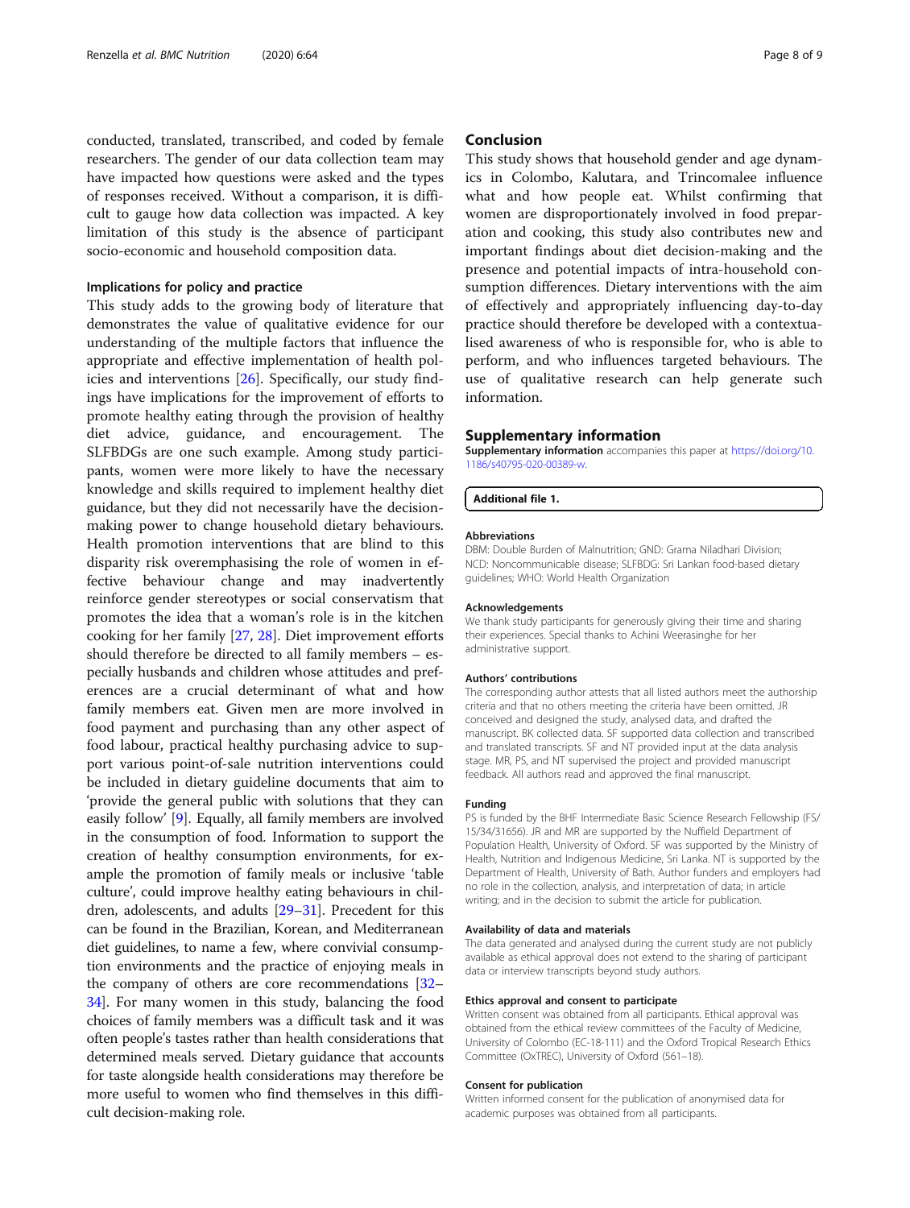conducted, translated, transcribed, and coded by female researchers. The gender of our data collection team may have impacted how questions were asked and the types of responses received. Without a comparison, it is difficult to gauge how data collection was impacted. A key limitation of this study is the absence of participant socio-economic and household composition data.

### Implications for policy and practice

This study adds to the growing body of literature that demonstrates the value of qualitative evidence for our understanding of the multiple factors that influence the appropriate and effective implementation of health policies and interventions [26]. Specifically, our study findings have implications for the improvement of efforts to promote healthy eating through the provision of healthy diet advice, guidance, and encouragement. The SLFBDGs are one such example. Among study participants, women were more likely to have the necessary knowledge and skills required to implement healthy diet guidance, but they did not necessarily have the decision-making power to change household dietary behaviours. Health promotion interventions that are blind to this disparity risk overemphasising the role of women in effective behaviour change and may inadvertently reinforce gender stereotypes or social conservatism that promotes the idea that a woman's role is in the kitchen cooking for her family [27, 28]. Diet improvement efforts should therefore be directed to all family members – especially husbands and children whose attitudes and preferences are a crucial determinant of what and how family members eat. Given men are more involved in food payment and purchasing than any other aspect of food labour, practical healthy purchasing advice to support various point-of-sale nutrition interventions could be included in dietary guideline documents that aim to 'provide the general public with solutions that they can easily follow' [9]. Equally, all family members are involved in the consumption of food. Information to support the creation of healthy consumption environments, for example the promotion of family meals or inclusive 'table culture', could improve healthy eating behaviours in children, adolescents, and adults [29–31]. Precedent for this can be found in the Brazilian, Korean, and Mediterranean diet guidelines, to name a few, where convivial consumption environments and the practice of enjoying meals in the company of others are core recommendations [32–34]. For many women in this study, balancing the food choices of family members was a difficult task and it was often people's tastes rather than health considerations that determined meals served. Dietary guidance that accounts for taste alongside health considerations may therefore be more useful to women who find themselves in this difficult decision-making role.

## Conclusion

This study shows that household gender and age dynamics in Colombo, Kalutara, and Trincomalee influence what and how people eat. Whilst confirming that women are disproportionately involved in food preparation and cooking, this study also contributes new and important findings about diet decision-making and the presence and potential impacts of intra-household consumption differences. Dietary interventions with the aim of effectively and appropriately influencing day-to-day practice should therefore be developed with a contextualised awareness of who is responsible for, who is able to perform, and who influences targeted behaviours. The use of qualitative research can help generate such information.

## Supplementary information

**Supplementary information** accompanies this paper at https://doi.org/10.1186/s40795-020-00389-w.

**Additional file 1.**

#### Abbreviations

DBM: Double Burden of Malnutrition; GND: Grama Niladhari Division; NCD: Noncommunicable disease; SLFBDG: Sri Lankan food-based dietary guidelines; WHO: World Health Organization

#### Acknowledgements

We thank study participants for generously giving their time and sharing their experiences. Special thanks to Achini Weerasinghe for her administrative support.

#### Authors' contributions

The corresponding author attests that all listed authors meet the authorship criteria and that no others meeting the criteria have been omitted. JR conceived and designed the study, analysed data, and drafted the manuscript. BK collected data. SF supported data collection and transcribed and translated transcripts. SF and NT provided input at the data analysis stage. MR, PS, and NT supervised the project and provided manuscript feedback. All authors read and approved the final manuscript.

#### Funding

PS is funded by the BHF Intermediate Basic Science Research Fellowship (FS/15/34/31656). JR and MR are supported by the Nuffield Department of Population Health, University of Oxford. SF was supported by the Ministry of Health, Nutrition and Indigenous Medicine, Sri Lanka. NT is supported by the Department of Health, University of Bath. Author funders and employers had no role in the collection, analysis, and interpretation of data; in article writing; and in the decision to submit the article for publication.

#### Availability of data and materials

The data generated and analysed during the current study are not publicly available as ethical approval does not extend to the sharing of participant data or interview transcripts beyond study authors.

#### Ethics approval and consent to participate

Written consent was obtained from all participants. Ethical approval was obtained from the ethical review committees of the Faculty of Medicine, University of Colombo (EC-18-111) and the Oxford Tropical Research Ethics Committee (OxTREC), University of Oxford (561–18).

#### Consent for publication

Written informed consent for the publication of anonymised data for academic purposes was obtained from all participants.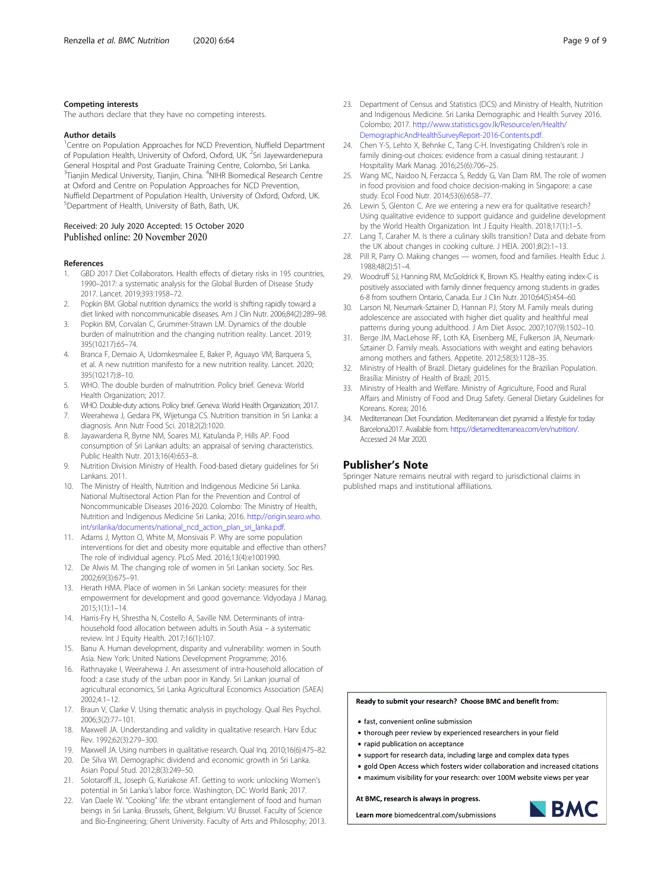### Competing interests

The authors declare that they have no competing interests.

### Author details

[1]Centre on Population Approaches for NCD Prevention, Nuffield Department of Population Health, University of Oxford, Oxford, UK. [2]Sri Jayewardenepura General Hospital and Post Graduate Training Centre, Colombo, Sri Lanka. [3]Tianjin Medical University, Tianjin, China. [4]NIHR Biomedical Research Centre at Oxford and Centre on Population Approaches for NCD Prevention, Nuffield Department of Population Health, University of Oxford, Oxford, UK. [5]Department of Health, University of Bath, Bath, UK.

Received: 20 July 2020 Accepted: 15 October 2020
Published online: 20 November 2020

### References

1. GBD 2017 Diet Collaborators. Health effects of dietary risks in 195 countries, 1990–2017: a systematic analysis for the Global Burden of Disease Study 2017. Lancet. 2019;393:1958–72.
2. Popkin BM. Global nutrition dynamics: the world is shifting rapidly toward a diet linked with noncommunicable diseases. Am J Clin Nutr. 2006;84(2):289–98.
3. Popkin BM, Corvalan C, Grummer-Strawn LM. Dynamics of the double burden of malnutrition and the changing nutrition reality. Lancet. 2019; 395(10217):65–74.
4. Branca F, Demaio A, Udomkesmalee E, Baker P, Aguayo VM, Barquera S, et al. A new nutrition manifesto for a new nutrition reality. Lancet. 2020; 395(10217):8–10.
5. WHO. The double burden of malnutrition. Policy brief. Geneva: World Health Organization; 2017.
6. WHO. Double-duty actions. Policy brief. Geneva: World Health Organization; 2017.
7. Weerahewa J, Gedara PK, Wijetunga CS. Nutrition transition in Sri Lanka: a diagnosis. Ann Nutr Food Sci. 2018;2(2):1020.
8. Jayawardena R, Byrne NM, Soares MJ, Katulanda P, Hills AP. Food consumption of Sri Lankan adults: an appraisal of serving characteristics. Public Health Nutr. 2013;16(4):653–8.
9. Nutrition Division Ministry of Health. Food-based dietary guidelines for Sri Lankans. 2011.
10. The Ministry of Health, Nutrition and Indigenous Medicine Sri Lanka. National Multisectoral Action Plan for the Prevention and Control of Noncommunicable Diseases 2016-2020. Colombo: The Ministry of Health, Nutrition and Indigenous Medicine Sri Lanka; 2016. http://origin.searo.who.int/srilanka/documents/national_ncd_action_plan_sri_lanka.pdf.
11. Adams J, Mytton O, White M, Monsivais P. Why are some population interventions for diet and obesity more equitable and effective than others? The role of individual agency. PLoS Med. 2016;13(4):e1001990.
12. De Alwis M. The changing role of women in Sri Lankan society. Soc Res. 2002;69(3):675–91.
13. Herath HMA. Place of women in Sri Lankan society: measures for their empowerment for development and good governance. Vidyodaya J Manag. 2015;1(1):1–14.
14. Harris-Fry H, Shrestha N, Costello A, Saville NM. Determinants of intra-household food allocation between adults in South Asia – a systematic review. Int J Equity Health. 2017;16(1):107.
15. Banu A. Human development, disparity and vulnerability: women in South Asia. New York: United Nations Development Programme; 2016.
16. Rathnayake I, Weerahewa J. An assessment of intra-household allocation of food: a case study of the urban poor in Kandy. Sri Lankan journal of agricultural economics, Sri Lanka Agricultural Economics Association (SAEA) 2002;4:1–12.
17. Braun V, Clarke V. Using thematic analysis in psychology. Qual Res Psychol. 2006;3(2):77–101.
18. Maxwell JA. Understanding and validity in qualitative research. Harv Educ Rev. 1992;62(3):279–300.
19. Maxwell JA. Using numbers in qualitative research. Qual Inq. 2010;16(6):475–82.
20. De Silva WI. Demographic dividend and economic growth in Sri Lanka. Asian Popul Stud. 2012;8(3):249–50.
21. Solotaroff JL, Joseph G, Kuriakose AT. Getting to work: unlocking Women's potential in Sri Lanka's labor force. Washington, DC: World Bank; 2017.
22. Van Daele W. "Cooking" life: the vibrant entanglement of food and human beings in Sri Lanka. Brussels, Ghent, Belgium: VU Brussel. Faculty of Science and Bio-Engineering; Ghent University. Faculty of Arts and Philosophy; 2013.
23. Department of Census and Statistics (DCS) and Ministry of Health, Nutrition and Indigenous Medicine. Sri Lanka Demographic and Health Survey 2016. Colombo; 2017. http://www.statistics.gov.lk/Resource/en/Health/DemographicAndHealthSurveyReport-2016-Contents.pdf.
24. Chen Y-S, Lehto X, Behnke C, Tang C-H. Investigating Children's role in family dining-out choices: evidence from a casual dining restaurant. J Hospitality Mark Manag. 2016;25(6):706–25.
25. Wang MC, Naidoo N, Ferzacca S, Reddy G, Van Dam RM. The role of women in food provision and food choice decision-making in Singapore: a case study. Ecol Food Nutr. 2014;53(6):658–77.
26. Lewin S, Glenton C. Are we entering a new era for qualitative research? Using qualitative evidence to support guidance and guideline development by the World Health Organization. Int J Equity Health. 2018;17(1):1–5.
27. Lang T, Caraher M. Is there a culinary skills transition? Data and debate from the UK about changes in cooking culture. J HEIA. 2001;8(2):1–13.
28. Pill R, Parry O. Making changes — women, food and families. Health Educ J. 1988;48(2):51–4.
29. Woodruff SJ, Hanning RM, McGoldrick K, Brown KS. Healthy eating index-C is positively associated with family dinner frequency among students in grades 6-8 from southern Ontario, Canada. Eur J Clin Nutr. 2010;64(5):454–60.
30. Larson NI, Neumark-Sztainer D, Hannan PJ, Story M. Family meals during adolescence are associated with higher diet quality and healthful meal patterns during young adulthood. J Am Diet Assoc. 2007;107(9):1502–10.
31. Berge JM, MacLehose RF, Loth KA, Eisenberg ME, Fulkerson JA, Neumark-Sztainer D. Family meals. Associations with weight and eating behaviors among mothers and fathers. Appetite. 2012;58(3):1128–35.
32. Ministry of Health of Brazil. Dietary guidelines for the Brazilian Population. Brasília: Ministry of Health of Brazil; 2015.
33. Ministry of Health and Welfare. Ministry of Agriculture, Food and Rural Affairs and Ministry of Food and Drug Safety. General Dietary Guidelines for Koreans. Korea; 2016.
34. Mediterranean Diet Foundation. Mediterranean diet pyramid: a lifestyle for today Barcelona2017. Available from: https://dietamediterranea.com/en/nutrition/. Accessed 24 Mar 2020.

## Publisher's Note

Springer Nature remains neutral with regard to jurisdictional claims in published maps and institutional affiliations.

**Ready to submit your research? Choose BMC and benefit from:**

- fast, convenient online submission
- thorough peer review by experienced researchers in your field
- rapid publication on acceptance
- support for research data, including large and complex data types
- gold Open Access which fosters wider collaboration and increased citations
- maximum visibility for your research: over 100M website views per year

**At BMC, research is always in progress.**

**Learn more** biomedcentral.com/submissions